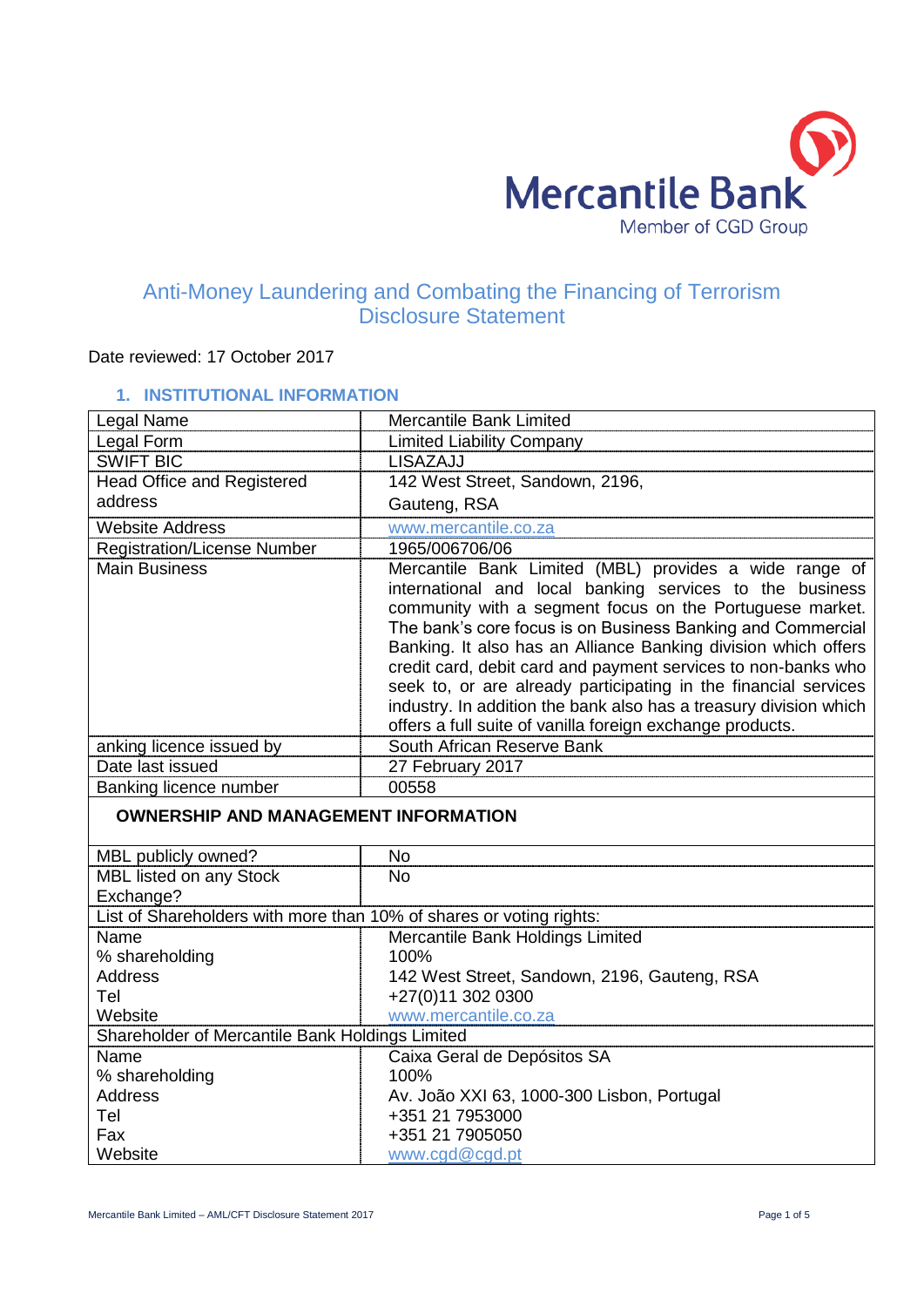Mercantile Bank

Member of CGD Group

# Anti-Money Laundering and Combating the Financing of Terrorism Disclosure Statement

Date reviewed: 17 October 2017

## 1. INSTITUTIONAL INFORMATION

| | |
|---|---|
| Legal Name | Mercantile Bank Limited |
| Legal Form | Limited Liability Company |
| SWIFT BIC | LISAZAJJ |
| Head Office and Registered address | 142 West Street, Sandown, 2196, Gauteng, RSA |
| Website Address | www.mercantile.co.za |
| Registration/License Number | 1965/006706/06 |
| Main Business | Mercantile Bank Limited (MBL) provides a wide range of international and local banking services to the business community with a segment focus on the Portuguese market. The bank's core focus is on Business Banking and Commercial Banking. It also has an Alliance Banking division which offers credit card, debit card and payment services to non-banks who seek to, or are already participating in the financial services industry. In addition the bank also has a treasury division which offers a full suite of vanilla foreign exchange products. |
| anking licence issued by | South African Reserve Bank |
| Date last issued | 27 February 2017 |
| Banking licence number | 00558 |

### OWNERSHIP AND MANAGEMENT INFORMATION

| | |
|---|---|
| MBL publicly owned? | No |
| MBL listed on any Stock Exchange? | No |
| List of Shareholders with more than 10% of shares or voting rights: | |
| Name | Mercantile Bank Holdings Limited |
| % shareholding | 100% |
| Address | 142 West Street, Sandown, 2196, Gauteng, RSA |
| Tel | +27(0)11 302 0300 |
| Website | www.mercantile.co.za |
| Shareholder of Mercantile Bank Holdings Limited | |
| Name | Caixa Geral de Depósitos SA |
| % shareholding | 100% |
| Address | Av. João XXI 63, 1000-300 Lisbon, Portugal |
| Tel | +351 21 7953000 |
| Fax | +351 21 7905050 |
| Website | www.cgd@cgd.pt |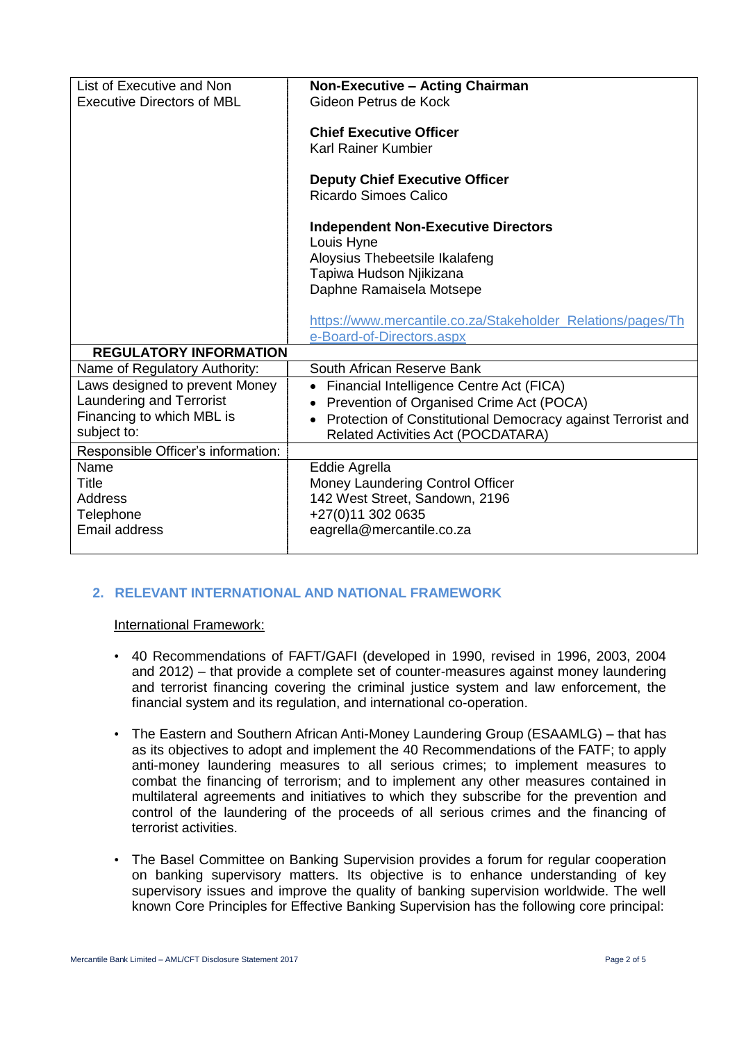| List of Executive and Non Executive Directors of MBL | **Non-Executive – Acting Chairman**<br>Gideon Petrus de Kock<br><br>**Chief Executive Officer**<br>Karl Rainer Kumbier<br><br>**Deputy Chief Executive Officer**<br>Ricardo Simoes Calico<br><br>**Independent Non-Executive Directors**<br>Louis Hyne<br>Aloysius Thebeetsile Ikalafeng<br>Tapiwa Hudson Njikizana<br>Daphne Ramaisela Motsepe<br><br>https://www.mercantile.co.za/Stakeholder_Relations/pages/The-Board-of-Directors.aspx |
|---|---|
| **REGULATORY INFORMATION** | |
| Name of Regulatory Authority: | South African Reserve Bank |
| Laws designed to prevent Money Laundering and Terrorist Financing to which MBL is subject to: | • Financial Intelligence Centre Act (FICA)<br>• Prevention of Organised Crime Act (POCA)<br>• Protection of Constitutional Democracy against Terrorist and Related Activities Act (POCDATARA) |
| Responsible Officer's information: | |
| Name<br>Title<br>Address<br>Telephone<br>Email address | Eddie Agrella<br>Money Laundering Control Officer<br>142 West Street, Sandown, 2196<br>+27(0)11 302 0635<br>eagrella@mercantile.co.za |

## 2. RELEVANT INTERNATIONAL AND NATIONAL FRAMEWORK

International Framework:

- 40 Recommendations of FAFT/GAFI (developed in 1990, revised in 1996, 2003, 2004 and 2012) – that provide a complete set of counter-measures against money laundering and terrorist financing covering the criminal justice system and law enforcement, the financial system and its regulation, and international co-operation.

- The Eastern and Southern African Anti-Money Laundering Group (ESAAMLG) – that has as its objectives to adopt and implement the 40 Recommendations of the FATF; to apply anti-money laundering measures to all serious crimes; to implement measures to combat the financing of terrorism; and to implement any other measures contained in multilateral agreements and initiatives to which they subscribe for the prevention and control of the laundering of the proceeds of all serious crimes and the financing of terrorist activities.

- The Basel Committee on Banking Supervision provides a forum for regular cooperation on banking supervisory matters. Its objective is to enhance understanding of key supervisory issues and improve the quality of banking supervision worldwide. The well known Core Principles for Effective Banking Supervision has the following core principal: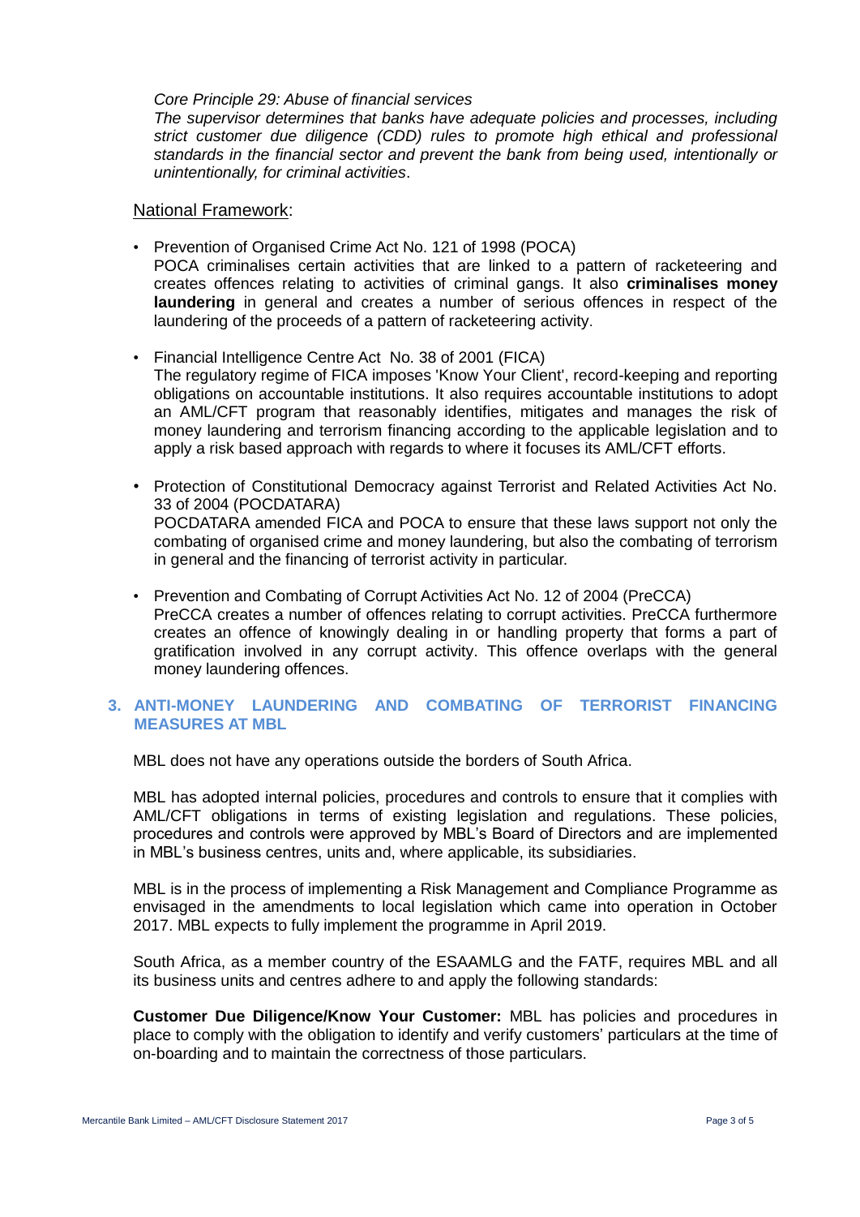*Core Principle 29: Abuse of financial services*

*The supervisor determines that banks have adequate policies and processes, including strict customer due diligence (CDD) rules to promote high ethical and professional standards in the financial sector and prevent the bank from being used, intentionally or unintentionally, for criminal activities*.

National Framework:

- Prevention of Organised Crime Act No. 121 of 1998 (POCA)
  POCA criminalises certain activities that are linked to a pattern of racketeering and creates offences relating to activities of criminal gangs. It also **criminalises money laundering** in general and creates a number of serious offences in respect of the laundering of the proceeds of a pattern of racketeering activity.

- Financial Intelligence Centre Act No. 38 of 2001 (FICA)
  The regulatory regime of FICA imposes 'Know Your Client', record-keeping and reporting obligations on accountable institutions. It also requires accountable institutions to adopt an AML/CFT program that reasonably identifies, mitigates and manages the risk of money laundering and terrorism financing according to the applicable legislation and to apply a risk based approach with regards to where it focuses its AML/CFT efforts.

- Protection of Constitutional Democracy against Terrorist and Related Activities Act No. 33 of 2004 (POCDATARA)
  POCDATARA amended FICA and POCA to ensure that these laws support not only the combating of organised crime and money laundering, but also the combating of terrorism in general and the financing of terrorist activity in particular.

- Prevention and Combating of Corrupt Activities Act No. 12 of 2004 (PreCCA)
  PreCCA creates a number of offences relating to corrupt activities. PreCCA furthermore creates an offence of knowingly dealing in or handling property that forms a part of gratification involved in any corrupt activity. This offence overlaps with the general money laundering offences.

## 3. ANTI-MONEY LAUNDERING AND COMBATING OF TERRORIST FINANCING MEASURES AT MBL

MBL does not have any operations outside the borders of South Africa.

MBL has adopted internal policies, procedures and controls to ensure that it complies with AML/CFT obligations in terms of existing legislation and regulations. These policies, procedures and controls were approved by MBL's Board of Directors and are implemented in MBL's business centres, units and, where applicable, its subsidiaries.

MBL is in the process of implementing a Risk Management and Compliance Programme as envisaged in the amendments to local legislation which came into operation in October 2017. MBL expects to fully implement the programme in April 2019.

South Africa, as a member country of the ESAAMLG and the FATF, requires MBL and all its business units and centres adhere to and apply the following standards:

**Customer Due Diligence/Know Your Customer:** MBL has policies and procedures in place to comply with the obligation to identify and verify customers' particulars at the time of on-boarding and to maintain the correctness of those particulars.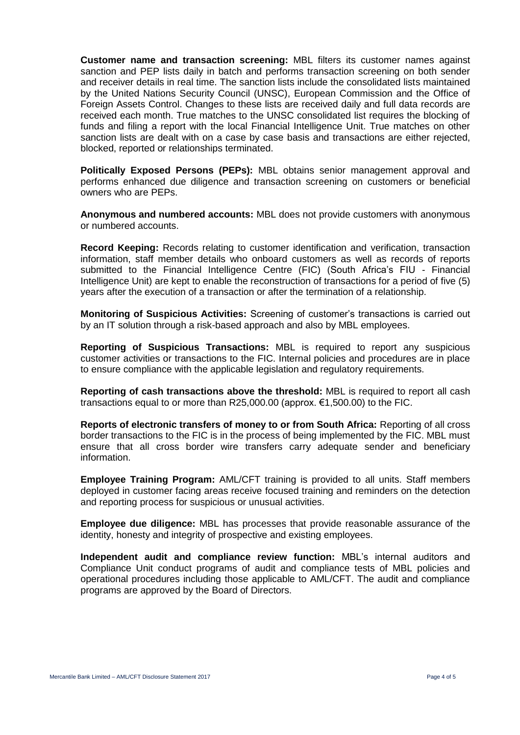**Customer name and transaction screening:** MBL filters its customer names against sanction and PEP lists daily in batch and performs transaction screening on both sender and receiver details in real time. The sanction lists include the consolidated lists maintained by the United Nations Security Council (UNSC), European Commission and the Office of Foreign Assets Control. Changes to these lists are received daily and full data records are received each month. True matches to the UNSC consolidated list requires the blocking of funds and filing a report with the local Financial Intelligence Unit. True matches on other sanction lists are dealt with on a case by case basis and transactions are either rejected, blocked, reported or relationships terminated.

**Politically Exposed Persons (PEPs):** MBL obtains senior management approval and performs enhanced due diligence and transaction screening on customers or beneficial owners who are PEPs.

**Anonymous and numbered accounts:** MBL does not provide customers with anonymous or numbered accounts.

**Record Keeping:** Records relating to customer identification and verification, transaction information, staff member details who onboard customers as well as records of reports submitted to the Financial Intelligence Centre (FIC) (South Africa's FIU - Financial Intelligence Unit) are kept to enable the reconstruction of transactions for a period of five (5) years after the execution of a transaction or after the termination of a relationship.

**Monitoring of Suspicious Activities:** Screening of customer's transactions is carried out by an IT solution through a risk-based approach and also by MBL employees.

**Reporting of Suspicious Transactions:** MBL is required to report any suspicious customer activities or transactions to the FIC. Internal policies and procedures are in place to ensure compliance with the applicable legislation and regulatory requirements.

**Reporting of cash transactions above the threshold:** MBL is required to report all cash transactions equal to or more than R25,000.00 (approx. €1,500.00) to the FIC.

**Reports of electronic transfers of money to or from South Africa:** Reporting of all cross border transactions to the FIC is in the process of being implemented by the FIC. MBL must ensure that all cross border wire transfers carry adequate sender and beneficiary information.

**Employee Training Program:** AML/CFT training is provided to all units. Staff members deployed in customer facing areas receive focused training and reminders on the detection and reporting process for suspicious or unusual activities.

**Employee due diligence:** MBL has processes that provide reasonable assurance of the identity, honesty and integrity of prospective and existing employees.

**Independent audit and compliance review function:** MBL's internal auditors and Compliance Unit conduct programs of audit and compliance tests of MBL policies and operational procedures including those applicable to AML/CFT. The audit and compliance programs are approved by the Board of Directors.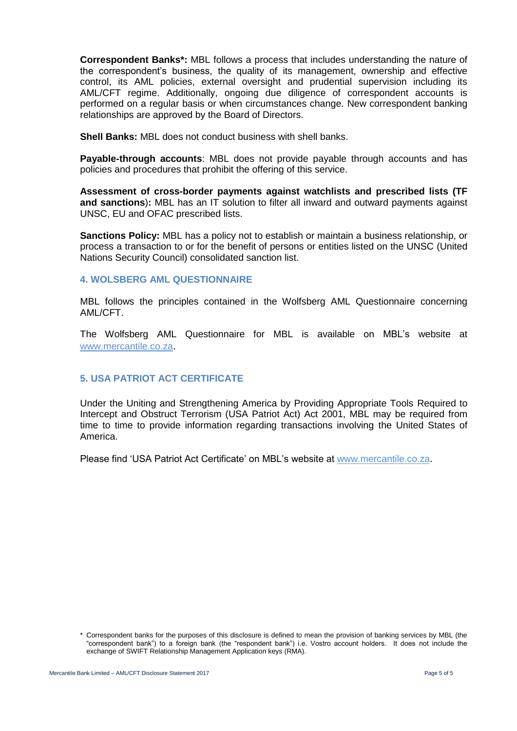**Correspondent Banks*:** MBL follows a process that includes understanding the nature of the correspondent's business, the quality of its management, ownership and effective control, its AML policies, external oversight and prudential supervision including its AML/CFT regime. Additionally, ongoing due diligence of correspondent accounts is performed on a regular basis or when circumstances change. New correspondent banking relationships are approved by the Board of Directors.

**Shell Banks:** MBL does not conduct business with shell banks.

**Payable-through accounts**: MBL does not provide payable through accounts and has policies and procedures that prohibit the offering of this service.

**Assessment of cross-border payments against watchlists and prescribed lists (TF and sanctions):** MBL has an IT solution to filter all inward and outward payments against UNSC, EU and OFAC prescribed lists.

**Sanctions Policy:** MBL has a policy not to establish or maintain a business relationship, or process a transaction to or for the benefit of persons or entities listed on the UNSC (United Nations Security Council) consolidated sanction list.

## 4. WOLSBERG AML QUESTIONNAIRE

MBL follows the principles contained in the Wolfsberg AML Questionnaire concerning AML/CFT.

The Wolfsberg AML Questionnaire for MBL is available on MBL's website at www.mercantile.co.za.

## 5. USA PATRIOT ACT CERTIFICATE

Under the Uniting and Strengthening America by Providing Appropriate Tools Required to Intercept and Obstruct Terrorism (USA Patriot Act) Act 2001, MBL may be required from time to time to provide information regarding transactions involving the United States of America.

Please find 'USA Patriot Act Certificate' on MBL's website at www.mercantile.co.za.

* Correspondent banks for the purposes of this disclosure is defined to mean the provision of banking services by MBL (the "correspondent bank") to a foreign bank (the "respondent bank") i.e. Vostro account holders. It does not include the exchange of SWIFT Relationship Management Application keys (RMA).